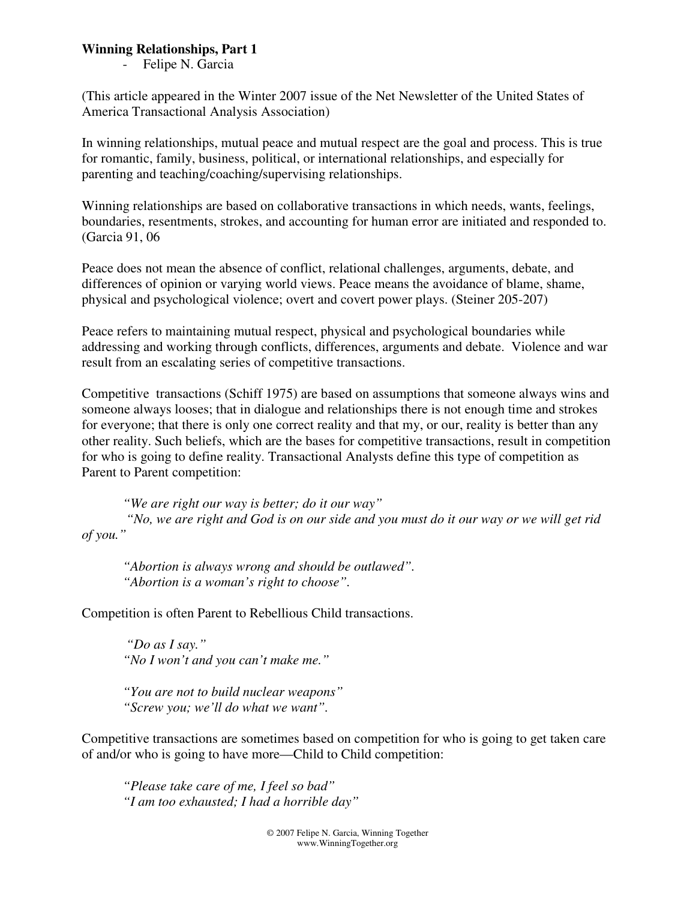**Winning Relationships, Part 1**

- Felipe N. Garcia

(This article appeared in the Winter 2007 issue of the Net Newsletter of the United States of America Transactional Analysis Association)

In winning relationships, mutual peace and mutual respect are the goal and process. This is true for romantic, family, business, political, or international relationships, and especially for parenting and teaching/coaching/supervising relationships.

Winning relationships are based on collaborative transactions in which needs, wants, feelings, boundaries, resentments, strokes, and accounting for human error are initiated and responded to. (Garcia 91, 06

Peace does not mean the absence of conflict, relational challenges, arguments, debate, and differences of opinion or varying world views. Peace means the avoidance of blame, shame, physical and psychological violence; overt and covert power plays. (Steiner 205-207)

Peace refers to maintaining mutual respect, physical and psychological boundaries while addressing and working through conflicts, differences, arguments and debate. Violence and war result from an escalating series of competitive transactions.

Competitive transactions (Schiff 1975) are based on assumptions that someone always wins and someone always looses; that in dialogue and relationships there is not enough time and strokes for everyone; that there is only one correct reality and that my, or our, reality is better than any other reality. Such beliefs, which are the bases for competitive transactions, result in competition for who is going to define reality. Transactional Analysts define this type of competition as Parent to Parent competition:

> *"We are right our way is better; do it our way"*
> *"No, we are right and God is on our side and you must do it our way or we will get rid of you."*
>
> *"Abortion is always wrong and should be outlawed".*
> *"Abortion is a woman's right to choose".*

Competition is often Parent to Rebellious Child transactions.

> *"Do as I say."*
> *"No I won't and you can't make me."*
>
> *"You are not to build nuclear weapons"*
> *"Screw you; we'll do what we want".*

Competitive transactions are sometimes based on competition for who is going to get taken care of and/or who is going to have more—Child to Child competition:

> *"Please take care of me, I feel so bad"*
> *"I am too exhausted; I had a horrible day"*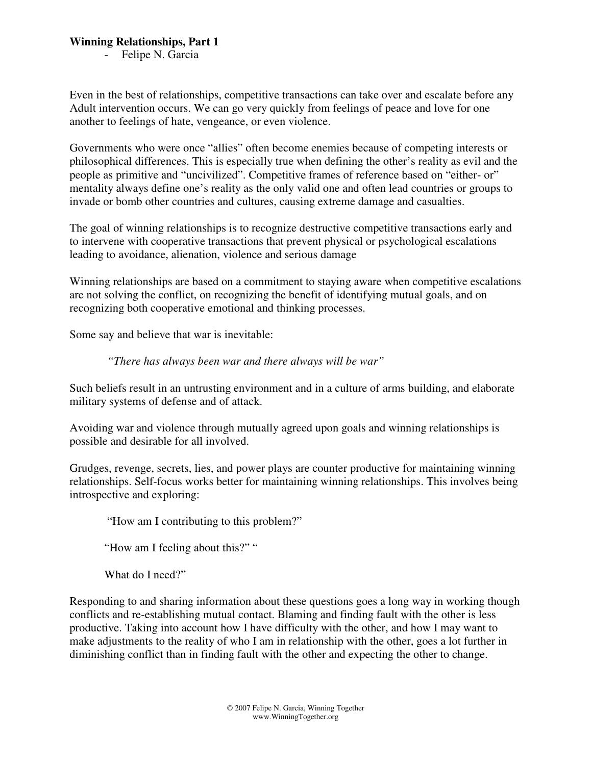**Winning Relationships, Part 1**

- Felipe N. Garcia

Even in the best of relationships, competitive transactions can take over and escalate before any Adult intervention occurs. We can go very quickly from feelings of peace and love for one another to feelings of hate, vengeance, or even violence.

Governments who were once "allies" often become enemies because of competing interests or philosophical differences. This is especially true when defining the other's reality as evil and the people as primitive and "uncivilized". Competitive frames of reference based on "either- or" mentality always define one's reality as the only valid one and often lead countries or groups to invade or bomb other countries and cultures, causing extreme damage and casualties.

The goal of winning relationships is to recognize destructive competitive transactions early and to intervene with cooperative transactions that prevent physical or psychological escalations leading to avoidance, alienation, violence and serious damage

Winning relationships are based on a commitment to staying aware when competitive escalations are not solving the conflict, on recognizing the benefit of identifying mutual goals, and on recognizing both cooperative emotional and thinking processes.

Some say and believe that war is inevitable:

> *"There has always been war and there always will be war"*

Such beliefs result in an untrusting environment and in a culture of arms building, and elaborate military systems of defense and of attack.

Avoiding war and violence through mutually agreed upon goals and winning relationships is possible and desirable for all involved.

Grudges, revenge, secrets, lies, and power plays are counter productive for maintaining winning relationships. Self-focus works better for maintaining winning relationships. This involves being introspective and exploring:

> "How am I contributing to this problem?"
>
> "How am I feeling about this?" "
>
> What do I need?"

Responding to and sharing information about these questions goes a long way in working though conflicts and re-establishing mutual contact. Blaming and finding fault with the other is less productive. Taking into account how I have difficulty with the other, and how I may want to make adjustments to the reality of who I am in relationship with the other, goes a lot further in diminishing conflict than in finding fault with the other and expecting the other to change.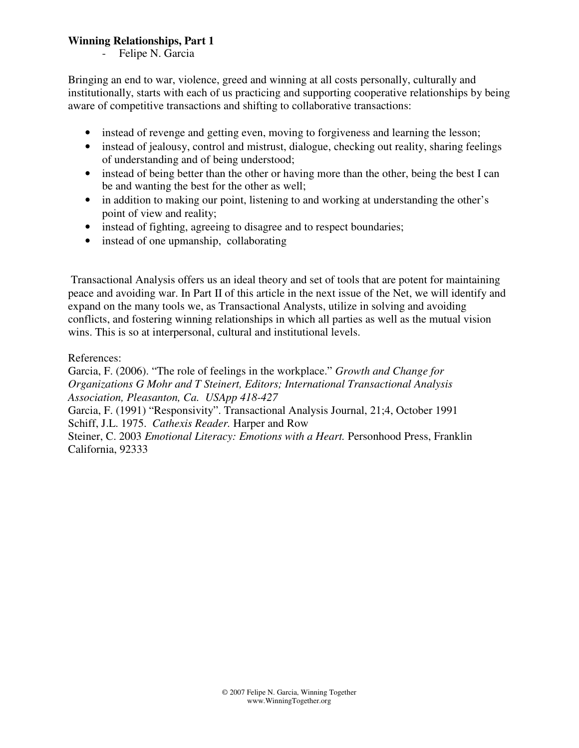**Winning Relationships, Part 1**

- Felipe N. Garcia

Bringing an end to war, violence, greed and winning at all costs personally, culturally and institutionally, starts with each of us practicing and supporting cooperative relationships by being aware of competitive transactions and shifting to collaborative transactions:

- instead of revenge and getting even, moving to forgiveness and learning the lesson;
- instead of jealousy, control and mistrust, dialogue, checking out reality, sharing feelings of understanding and of being understood;
- instead of being better than the other or having more than the other, being the best I can be and wanting the best for the other as well;
- in addition to making our point, listening to and working at understanding the other's point of view and reality;
- instead of fighting, agreeing to disagree and to respect boundaries;
- instead of one upmanship, collaborating

Transactional Analysis offers us an ideal theory and set of tools that are potent for maintaining peace and avoiding war. In Part II of this article in the next issue of the Net, we will identify and expand on the many tools we, as Transactional Analysts, utilize in solving and avoiding conflicts, and fostering winning relationships in which all parties as well as the mutual vision wins. This is so at interpersonal, cultural and institutional levels.

References:

Garcia, F. (2006). "The role of feelings in the workplace." *Growth and Change for Organizations G Mohr and T Steinert, Editors; International Transactional Analysis Association, Pleasanton, Ca. USApp 418-427*

Garcia, F. (1991) "Responsivity". Transactional Analysis Journal, 21;4, October 1991

Schiff, J.L. 1975. *Cathexis Reader.* Harper and Row

Steiner, C. 2003 *Emotional Literacy: Emotions with a Heart.* Personhood Press, Franklin California, 92333

© 2007 Felipe N. Garcia, Winning Together
www.WinningTogether.org